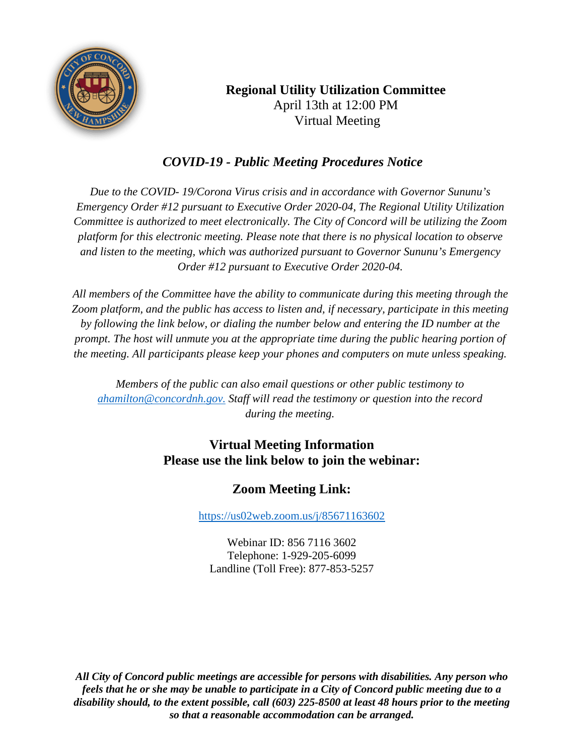**Regional Utility Utilization Committee**
April 13th at 12:00 PM
Virtual Meeting

## *COVID-19 - Public Meeting Procedures Notice*

*Due to the COVID- 19/Corona Virus crisis and in accordance with Governor Sununu's Emergency Order #12 pursuant to Executive Order 2020-04, The Regional Utility Utilization Committee is authorized to meet electronically. The City of Concord will be utilizing the Zoom platform for this electronic meeting. Please note that there is no physical location to observe and listen to the meeting, which was authorized pursuant to Governor Sununu's Emergency Order #12 pursuant to Executive Order 2020-04.*

*All members of the Committee have the ability to communicate during this meeting through the Zoom platform, and the public has access to listen and, if necessary, participate in this meeting by following the link below, or dialing the number below and entering the ID number at the prompt. The host will unmute you at the appropriate time during the public hearing portion of the meeting. All participants please keep your phones and computers on mute unless speaking.*

*Members of the public can also email questions or other public testimony to ahamilton@concordnh.gov. Staff will read the testimony or question into the record during the meeting.*

## Virtual Meeting Information
## Please use the link below to join the webinar:

## Zoom Meeting Link:

https://us02web.zoom.us/j/85671163602

Webinar ID: 856 7116 3602
Telephone: 1-929-205-6099
Landline (Toll Free): 877-853-5257

***All City of Concord public meetings are accessible for persons with disabilities. Any person who feels that he or she may be unable to participate in a City of Concord public meeting due to a disability should, to the extent possible, call (603) 225-8500 at least 48 hours prior to the meeting so that a reasonable accommodation can be arranged.***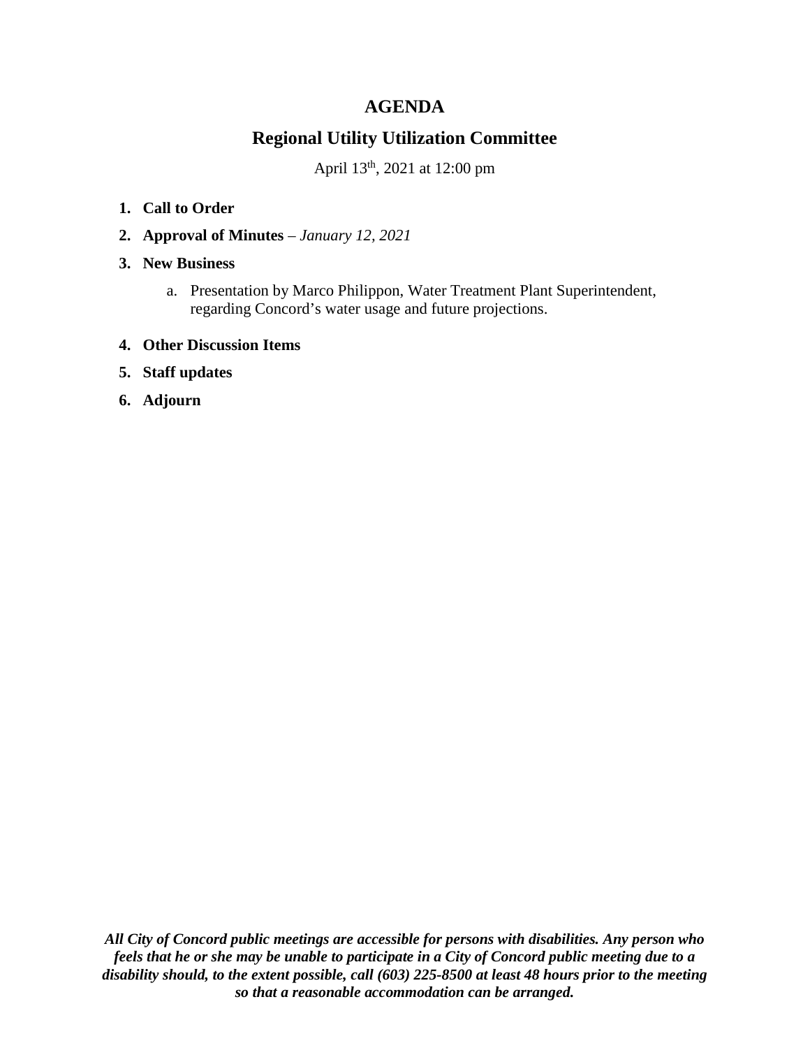# AGENDA

## Regional Utility Utilization Committee

April 13th, 2021 at 12:00 pm

1. **Call to Order**
2. **Approval of Minutes** – *January 12, 2021*
3. **New Business**
   a. Presentation by Marco Philippon, Water Treatment Plant Superintendent, regarding Concord's water usage and future projections.
4. **Other Discussion Items**
5. **Staff updates**
6. **Adjourn**

***All City of Concord public meetings are accessible for persons with disabilities. Any person who feels that he or she may be unable to participate in a City of Concord public meeting due to a disability should, to the extent possible, call (603) 225-8500 at least 48 hours prior to the meeting so that a reasonable accommodation can be arranged.***